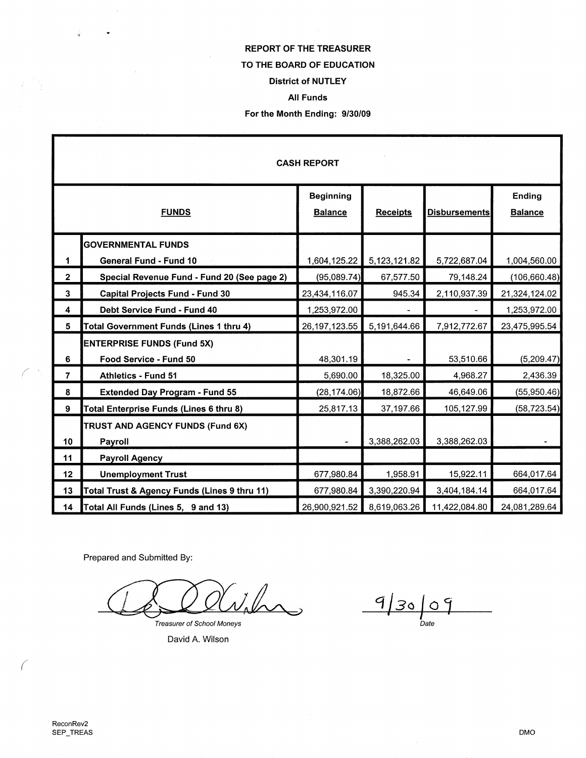**REPORT OF THE TREASURER**

**TO THE BOARD OF EDUCATION**

**District of NUTLEY**

**All Funds**

**For the Month Ending: 9/30/09**

**CASH REPORT**

| | FUNDS | Beginning Balance | Receipts | Disbursements | Ending Balance |
|---|---|---|---|---|---|
| | **GOVERNMENTAL FUNDS** | | | | |
| 1 | **General Fund - Fund 10** | 1,604,125.22 | 5,123,121.82 | 5,722,687.04 | 1,004,560.00 |
| 2 | **Special Revenue Fund - Fund 20 (See page 2)** | (95,089.74) | 67,577.50 | 79,148.24 | (106,660.48) |
| 3 | **Capital Projects Fund - Fund 30** | 23,434,116.07 | 945.34 | 2,110,937.39 | 21,324,124.02 |
| 4 | **Debt Service Fund - Fund 40** | 1,253,972.00 | - | - | 1,253,972.00 |
| 5 | **Total Government Funds (Lines 1 thru 4)** | 26,197,123.55 | 5,191,644.66 | 7,912,772.67 | 23,475,995.54 |
| | **ENTERPRISE FUNDS (Fund 5X)** | | | | |
| 6 | **Food Service - Fund 50** | 48,301.19 | - | 53,510.66 | (5,209.47) |
| 7 | **Athletics - Fund 51** | 5,690.00 | 18,325.00 | 4,968.27 | 2,436.39 |
| 8 | **Extended Day Program - Fund 55** | (28,174.06) | 18,872.66 | 46,649.06 | (55,950.46) |
| 9 | **Total Enterprise Funds (Lines 6 thru 8)** | 25,817.13 | 37,197.66 | 105,127.99 | (58,723.54) |
| | **TRUST AND AGENCY FUNDS (Fund 6X)** | | | | |
| 10 | **Payroll** | - | 3,388,262.03 | 3,388,262.03 | - |
| 11 | **Payroll Agency** | | | | |
| 12 | **Unemployment Trust** | 677,980.84 | 1,958.91 | 15,922.11 | 664,017.64 |
| 13 | **Total Trust & Agency Funds (Lines 9 thru 11)** | 677,980.84 | 3,390,220.94 | 3,404,184.14 | 664,017.64 |
| 14 | **Total All Funds (Lines 5, 9 and 13)** | 26,900,921.52 | 8,619,063.26 | 11,422,084.80 | 24,081,289.64 |

Prepared and Submitted By:

*Treasurer of School Moneys*

David A. Wilson

9/30/09

*Date*

ReconRev2
SEP_TREAS

DMO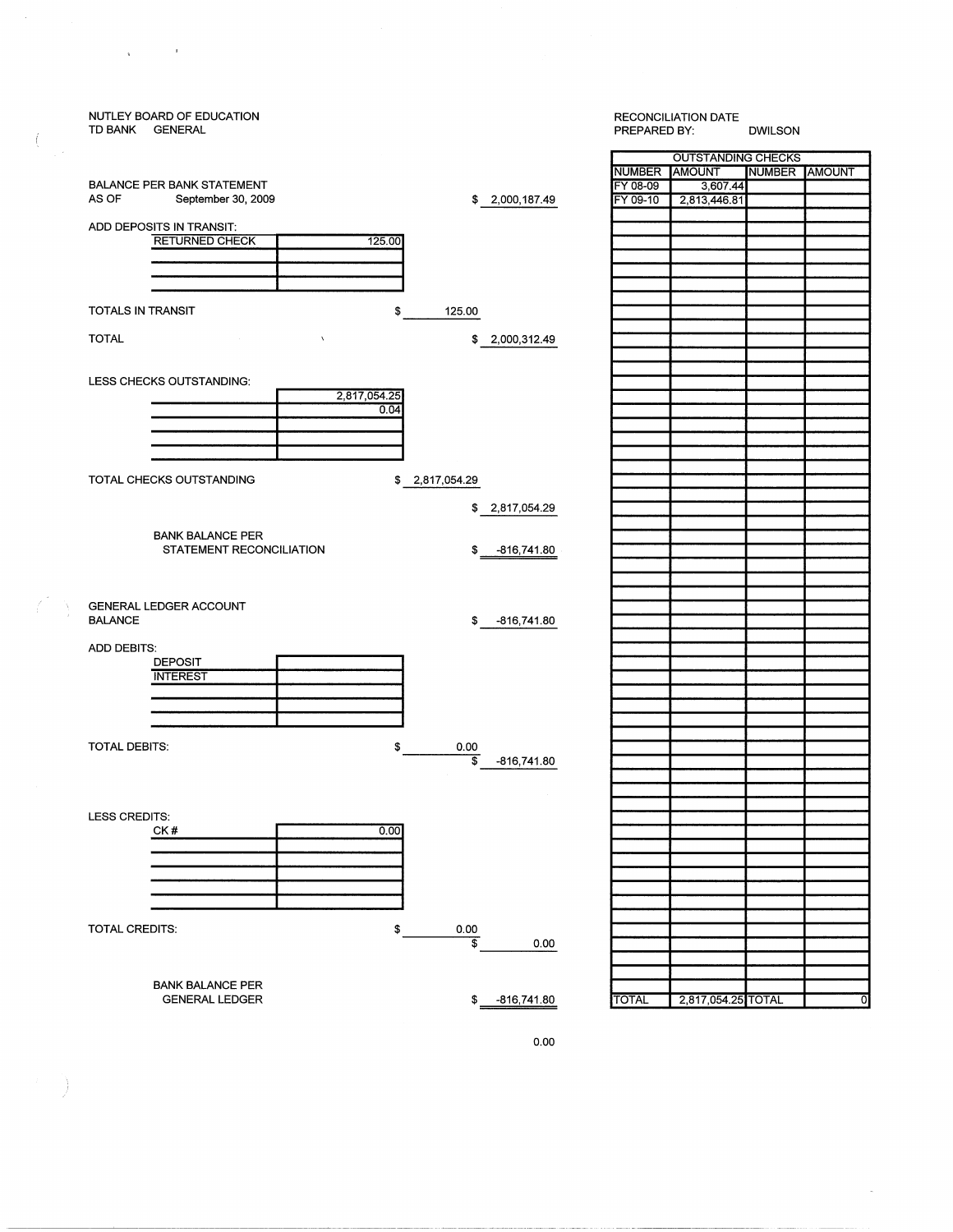NUTLEY BOARD OF EDUCATION
TD BANK GENERAL

RECONCILIATION DATE
PREPARED BY: DWILSON

BALANCE PER BANK STATEMENT
AS OF September 30, 2009 — $ 2,000,187.49

ADD DEPOSITS IN TRANSIT:

| | |
|---|---|
| RETURNED CHECK | 125.00 |

TOTALS IN TRANSIT — $ 125.00

TOTAL — $ 2,000,312.49

LESS CHECKS OUTSTANDING:

| | |
|---|---|
| | 2,817,054.25 |
| | 0.04 |

TOTAL CHECKS OUTSTANDING — $ 2,817,054.29

$ 2,817,054.29

BANK BALANCE PER STATEMENT RECONCILIATION — $ -816,741.80

GENERAL LEDGER ACCOUNT BALANCE — $ -816,741.80

ADD DEBITS:

| | |
|---|---|
| DEPOSIT | |
| INTEREST | |

TOTAL DEBITS: $ 0.00 — $ -816,741.80

LESS CREDITS:

| | |
|---|---|
| CK # | 0.00 |

TOTAL CREDITS: $ 0.00 — $ 0.00

BANK BALANCE PER GENERAL LEDGER — $ -816,741.80

0.00

| OUTSTANDING CHECKS | | | |
|---|---|---|---|
| NUMBER | AMOUNT | NUMBER | AMOUNT |
| FY 08-09 | 3,607.44 | | |
| FY 09-10 | 2,813,446.81 | | |
| TOTAL | 2,817,054.25 | TOTAL | 0 |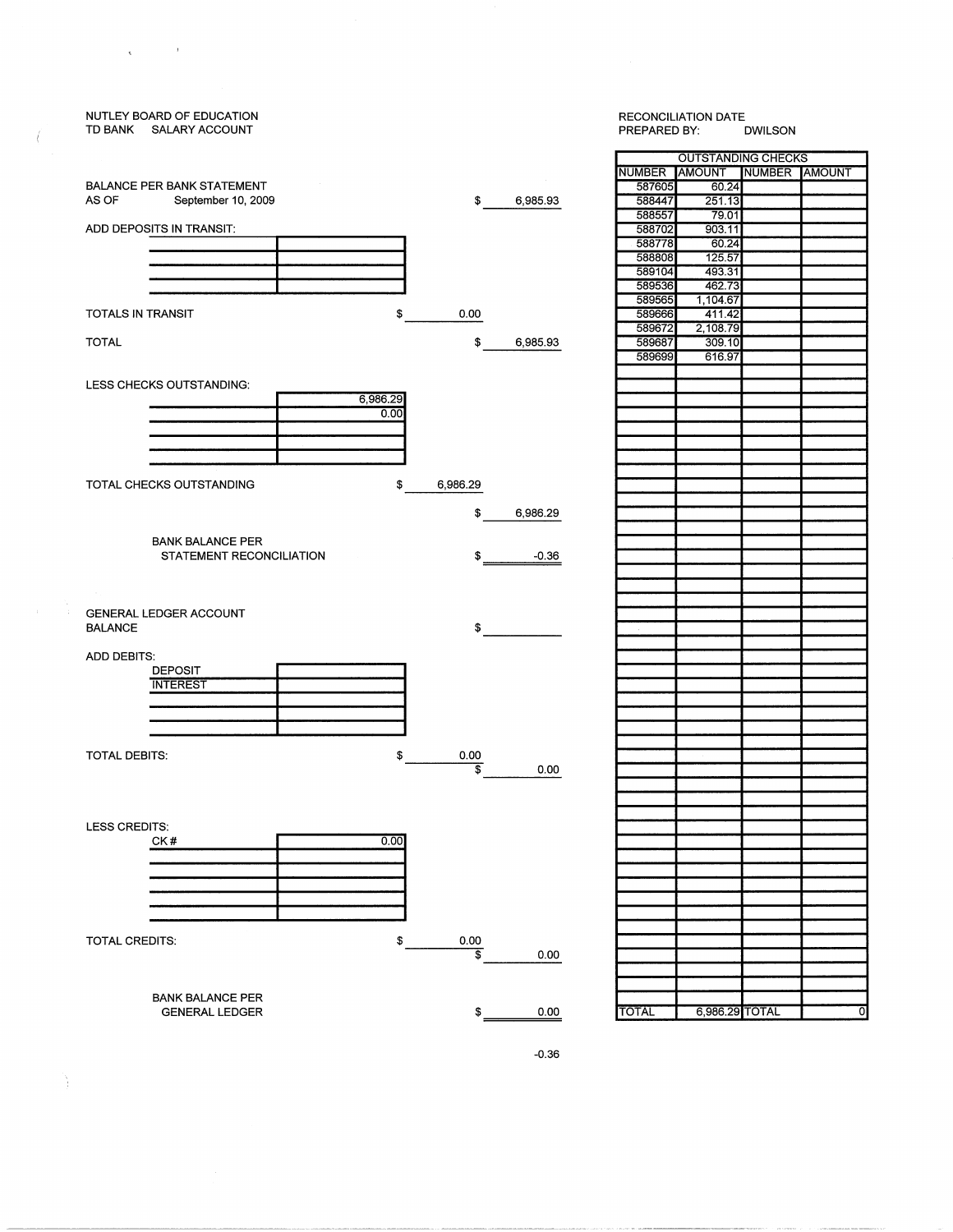NUTLEY BOARD OF EDUCATION
TD BANK SALARY ACCOUNT

RECONCILIATION DATE
PREPARED BY: DWILSON

BALANCE PER BANK STATEMENT
AS OF September 10, 2009 — $ 6,985.93

ADD DEPOSITS IN TRANSIT:

| | |
|---|---|
| | |
| | |
| | |
| | |

TOTALS IN TRANSIT — $ 0.00

TOTAL — $ 6,985.93

LESS CHECKS OUTSTANDING:

| | |
|---|---|
| | 6,986.29 |
| | 0.00 |
| | |
| | |
| | |

TOTAL CHECKS OUTSTANDING — $ 6,986.29

$ 6,986.29

BANK BALANCE PER STATEMENT RECONCILIATION — $ -0.36

GENERAL LEDGER ACCOUNT BALANCE — $

ADD DEBITS:

| | |
|---|---|
| DEPOSIT | |
| INTEREST | |
| | |
| | |
| | |

TOTAL DEBITS: — $ 0.00 — $ 0.00

LESS CREDITS:

| | |
|---|---|
| CK # | 0.00 |
| | |
| | |
| | |
| | |
| | |

TOTAL CREDITS: — $ 0.00 — $ 0.00

BANK BALANCE PER GENERAL LEDGER — $ 0.00

-0.36

| OUTSTANDING CHECKS | | | |
|---|---|---|---|
| NUMBER | AMOUNT | NUMBER | AMOUNT |
| 587605 | 60.24 | | |
| 588447 | 251.13 | | |
| 588557 | 79.01 | | |
| 588702 | 903.11 | | |
| 588778 | 60.24 | | |
| 588808 | 125.57 | | |
| 589104 | 493.31 | | |
| 589536 | 462.73 | | |
| 589565 | 1,104.67 | | |
| 589666 | 411.42 | | |
| 589672 | 2,108.79 | | |
| 589687 | 309.10 | | |
| 589699 | 616.97 | | |
| TOTAL | 6,986.29 | TOTAL | 0 |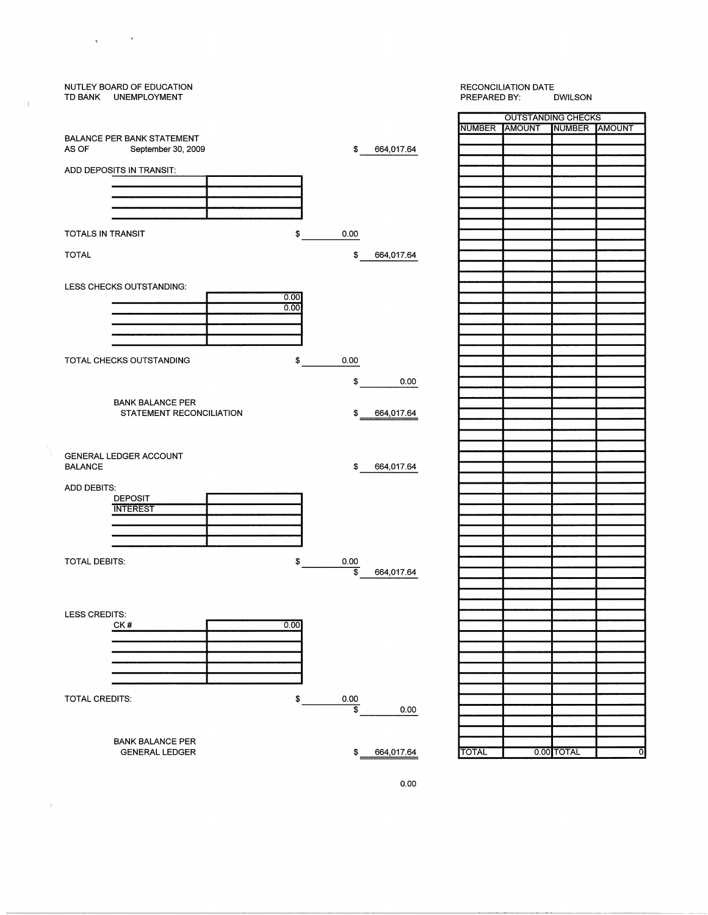NUTLEY BOARD OF EDUCATION
TD BANK UNEMPLOYMENT

RECONCILIATION DATE
PREPARED BY: DWILSON

BALANCE PER BANK STATEMENT
AS OF September 30, 2009 $ 664,017.64

ADD DEPOSITS IN TRANSIT:

| | |
|---|---|
| | |
| | |
| | |
| | |

TOTALS IN TRANSIT $ 0.00

TOTAL $ 664,017.64

LESS CHECKS OUTSTANDING:

| | |
|---|---|
| | 0.00 |
| | 0.00 |
| | |
| | |
| | |

TOTAL CHECKS OUTSTANDING $ 0.00

$ 0.00

BANK BALANCE PER
STATEMENT RECONCILIATION $ 664,017.64

GENERAL LEDGER ACCOUNT
BALANCE $ 664,017.64

ADD DEBITS:

| | |
|---|---|
| DEPOSIT | |
| INTEREST | |
| | |
| | |
| | |

TOTAL DEBITS: $ 0.00

$ 664,017.64

LESS CREDITS:

| | |
|---|---|
| CK # | 0.00 |
| | |
| | |
| | |
| | |
| | |

TOTAL CREDITS: $ 0.00

$ 0.00

BANK BALANCE PER
GENERAL LEDGER $ 664,017.64

0.00

| OUTSTANDING CHECKS | | | |
|---|---|---|---|
| NUMBER | AMOUNT | NUMBER | AMOUNT |
| | | | |
| TOTAL | 0.00 | TOTAL | 0 |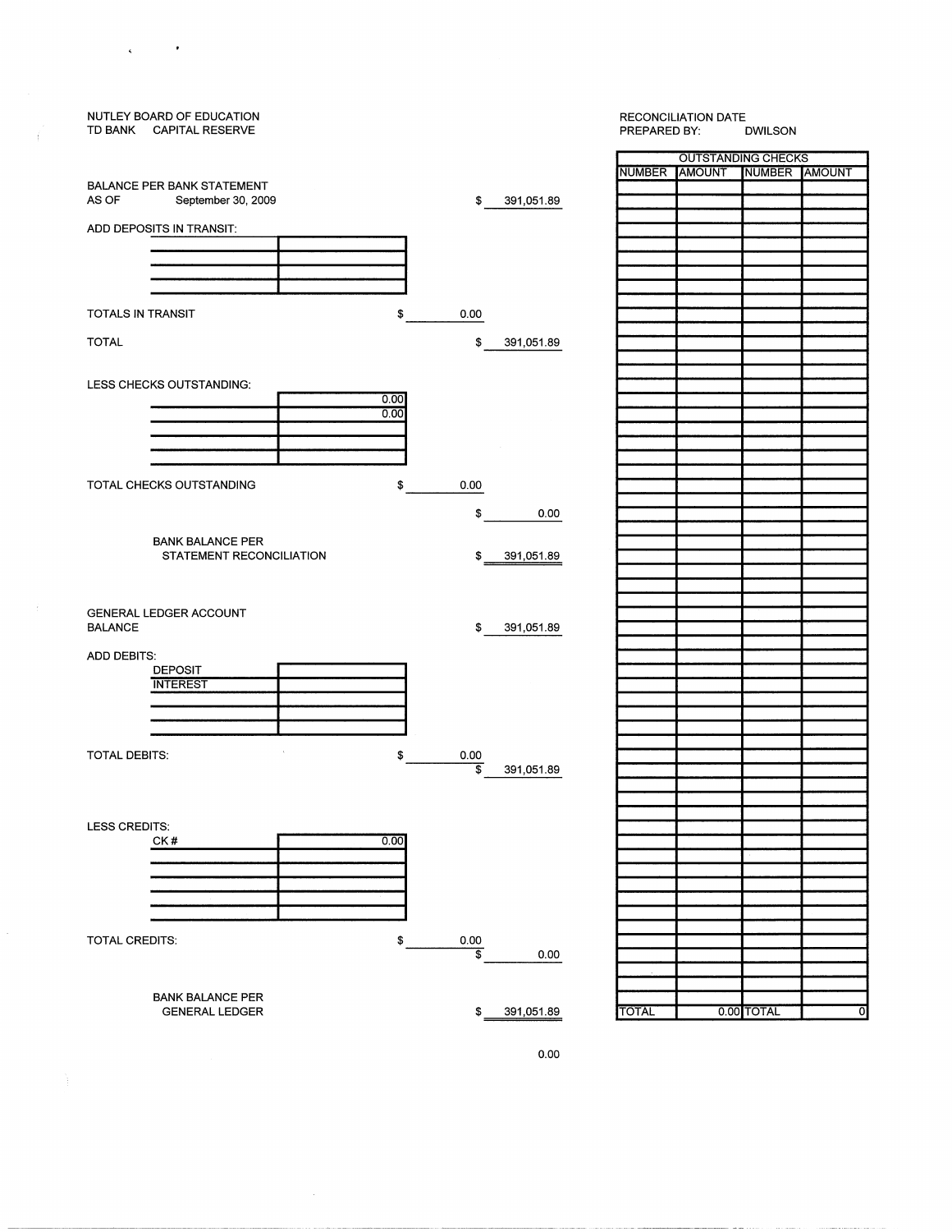NUTLEY BOARD OF EDUCATION
TD BANK CAPITAL RESERVE

RECONCILIATION DATE
PREPARED BY: DWILSON

BALANCE PER BANK STATEMENT
AS OF September 30, 2009 $ 391,051.89

ADD DEPOSITS IN TRANSIT:

| | |
|---|---|
| | |
| | |
| | |
| | |

TOTALS IN TRANSIT $ 0.00

TOTAL $ 391,051.89

LESS CHECKS OUTSTANDING:

| | |
|---|---|
| | 0.00 |
| | 0.00 |
| | |
| | |
| | |

TOTAL CHECKS OUTSTANDING $ 0.00

$ 0.00

BANK BALANCE PER
STATEMENT RECONCILIATION $ 391,051.89

GENERAL LEDGER ACCOUNT
BALANCE $ 391,051.89

ADD DEBITS:

| | |
|---|---|
| DEPOSIT | |
| INTEREST | |
| | |
| | |
| | |

TOTAL DEBITS: $ 0.00

$ 391,051.89

LESS CREDITS:

| | |
|---|---|
| CK # | 0.00 |
| | |
| | |
| | |
| | |
| | |

TOTAL CREDITS: $ 0.00

$ 0.00

BANK BALANCE PER
GENERAL LEDGER $ 391,051.89

0.00

| OUTSTANDING CHECKS | | | |
|---|---|---|---|
| NUMBER | AMOUNT | NUMBER | AMOUNT |
| TOTAL | 0.00 | TOTAL | 0 |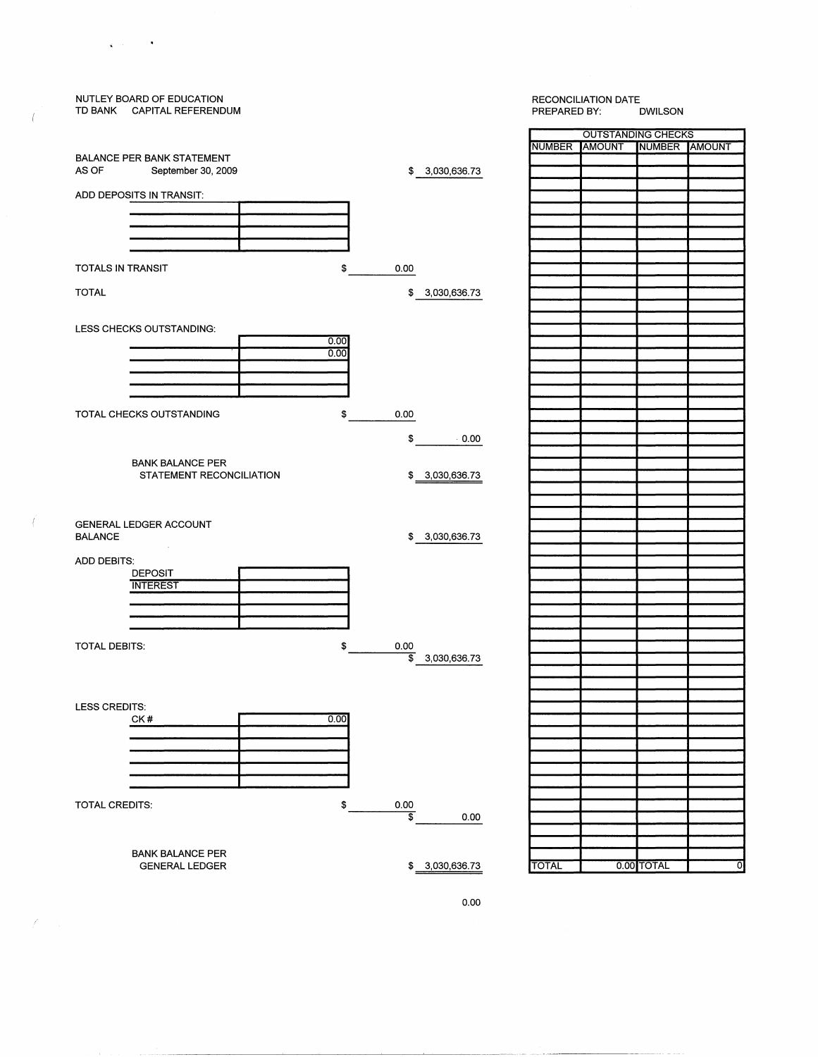NUTLEY BOARD OF EDUCATION
TD BANK CAPITAL REFERENDUM

RECONCILIATION DATE
PREPARED BY: DWILSON

BALANCE PER BANK STATEMENT
AS OF September 30, 2009 $ 3,030,636.73

ADD DEPOSITS IN TRANSIT:

| | |
|---|---|
| | |
| | |
| | |
| | |

TOTALS IN TRANSIT $ 0.00

TOTAL $ 3,030,636.73

LESS CHECKS OUTSTANDING:

| | |
|---|---|
| | 0.00 |
| | 0.00 |
| | |
| | |
| | |

TOTAL CHECKS OUTSTANDING $ 0.00

$ 0.00

BANK BALANCE PER
STATEMENT RECONCILIATION $ 3,030,636.73

GENERAL LEDGER ACCOUNT
BALANCE $ 3,030,636.73

ADD DEBITS:

| | |
|---|---|
| DEPOSIT | |
| INTEREST | |
| | |
| | |
| | |

TOTAL DEBITS: $ 0.00

$ 3,030,636.73

LESS CREDITS:

| | |
|---|---|
| CK # | 0.00 |
| | |
| | |
| | |
| | |
| | |

TOTAL CREDITS: $ 0.00

$ 0.00

BANK BALANCE PER
GENERAL LEDGER $ 3,030,636.73

0.00

| OUTSTANDING CHECKS | | | |
|---|---|---|---|
| NUMBER | AMOUNT | NUMBER | AMOUNT |
| TOTAL | 0.00 | TOTAL | 0 |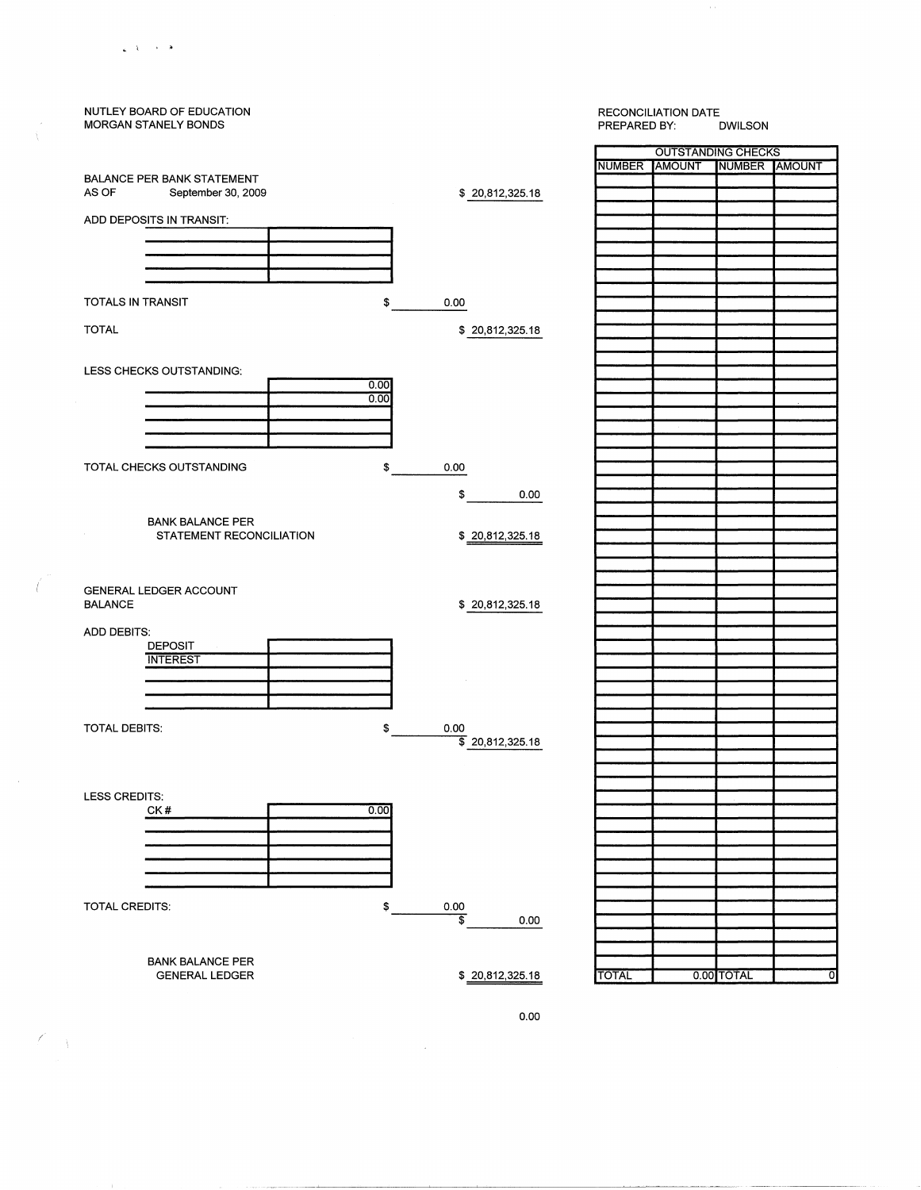NUTLEY BOARD OF EDUCATION
MORGAN STANELY BONDS

RECONCILIATION DATE
PREPARED BY: DWILSON

BALANCE PER BANK STATEMENT
AS OF September 30, 2009 — $ 20,812,325.18

ADD DEPOSITS IN TRANSIT:

| | |
|---|---|
| | |
| | |
| | |
| | |

TOTALS IN TRANSIT — $ 0.00

TOTAL — $ 20,812,325.18

LESS CHECKS OUTSTANDING:

| | |
|---|---|
| | 0.00 |
| | 0.00 |
| | |
| | |
| | |

TOTAL CHECKS OUTSTANDING — $ 0.00

$ 0.00

BANK BALANCE PER
STATEMENT RECONCILIATION — $ 20,812,325.18

GENERAL LEDGER ACCOUNT
BALANCE — $ 20,812,325.18

ADD DEBITS:

| | |
|---|---|
| DEPOSIT | |
| INTEREST | |
| | |
| | |
| | |

TOTAL DEBITS: — $ 0.00

$ 20,812,325.18

LESS CREDITS:

| | |
|---|---|
| CK # | 0.00 |
| | |
| | |
| | |
| | |
| | |

TOTAL CREDITS: — $ 0.00

$ 0.00

BANK BALANCE PER
GENERAL LEDGER — $ 20,812,325.18

0.00

| OUTSTANDING CHECKS | | | |
|---|---|---|---|
| NUMBER | AMOUNT | NUMBER | AMOUNT |
| TOTAL | 0.00 | TOTAL | 0 |